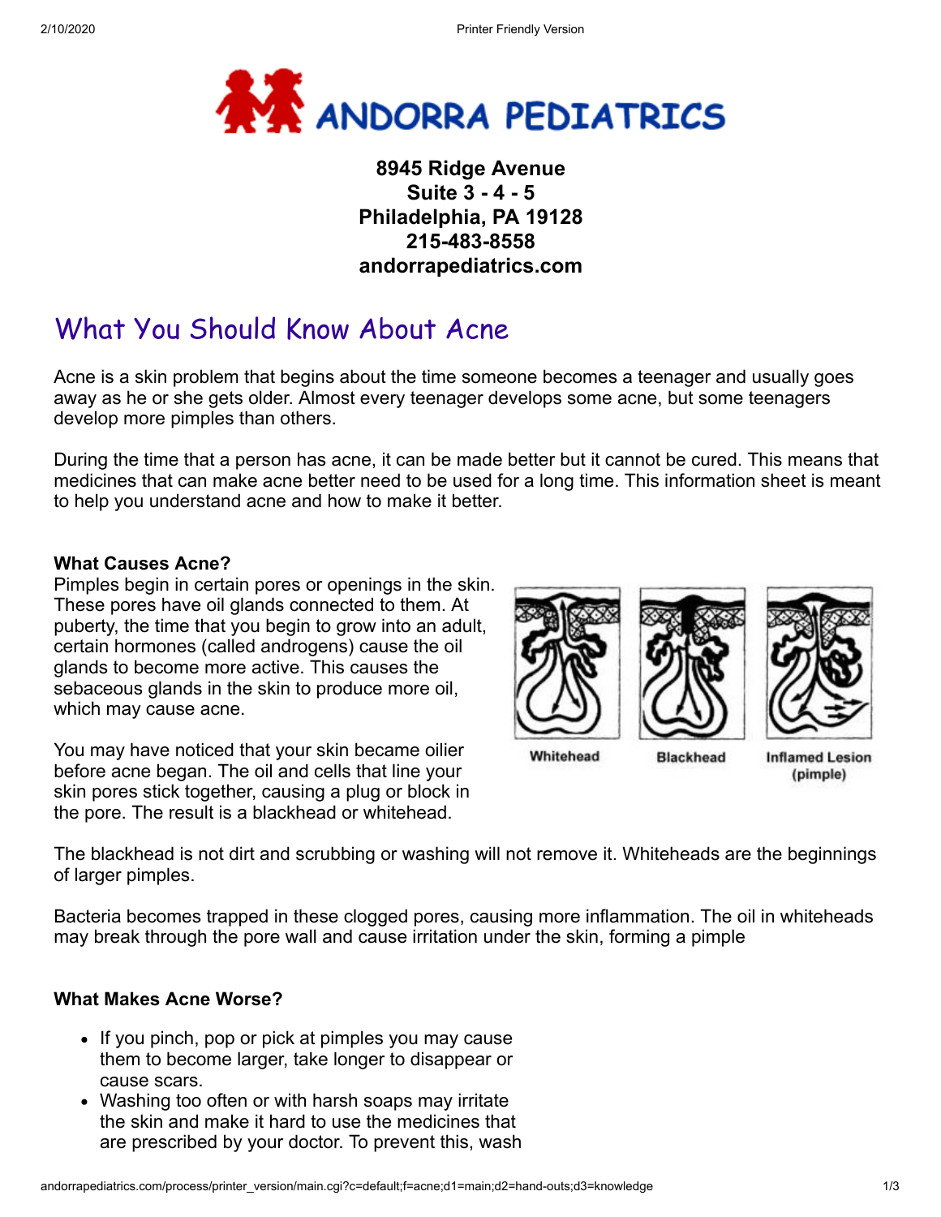# ANDORRA PEDIATRICS

**8945 Ridge Avenue**
**Suite 3 - 4 - 5**
**Philadelphia, PA 19128**
**215-483-8558**
**andorrapediatrics.com**

## What You Should Know About Acne

Acne is a skin problem that begins about the time someone becomes a teenager and usually goes away as he or she gets older. Almost every teenager develops some acne, but some teenagers develop more pimples than others.

During the time that a person has acne, it can be made better but it cannot be cured. This means that medicines that can make acne better need to be used for a long time. This information sheet is meant to help you understand acne and how to make it better.

**What Causes Acne?**

Pimples begin in certain pores or openings in the skin. These pores have oil glands connected to them. At puberty, the time that you begin to grow into an adult, certain hormones (called androgens) cause the oil glands to become more active. This causes the sebaceous glands in the skin to produce more oil, which may cause acne.

Whitehead    Blackhead    Inflamed Lesion (pimple)

You may have noticed that your skin became oilier before acne began. The oil and cells that line your skin pores stick together, causing a plug or block in the pore. The result is a blackhead or whitehead.

The blackhead is not dirt and scrubbing or washing will not remove it. Whiteheads are the beginnings of larger pimples.

Bacteria becomes trapped in these clogged pores, causing more inflammation. The oil in whiteheads may break through the pore wall and cause irritation under the skin, forming a pimple

**What Makes Acne Worse?**

- If you pinch, pop or pick at pimples you may cause them to become larger, take longer to disappear or cause scars.
- Washing too often or with harsh soaps may irritate the skin and make it hard to use the medicines that are prescribed by your doctor. To prevent this, wash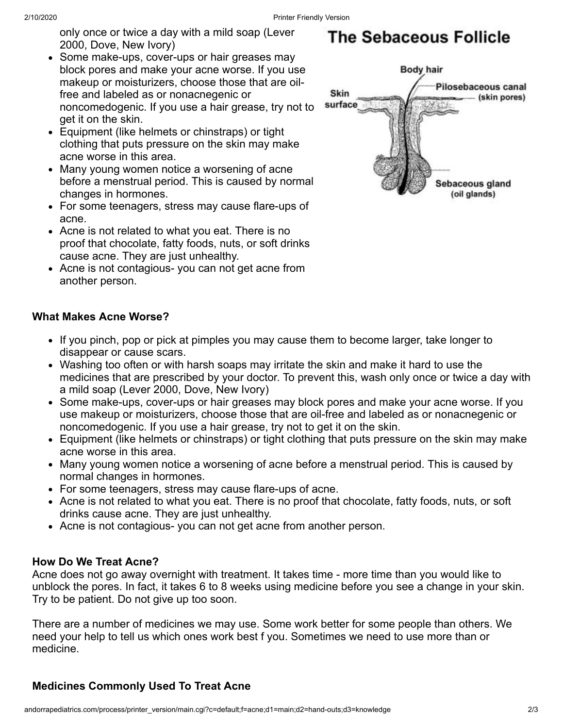only once or twice a day with a mild soap (Lever 2000, Dove, New Ivory)

- Some make-ups, cover-ups or hair greases may block pores and make your acne worse. If you use makeup or moisturizers, choose those that are oil-free and labeled as or nonacnegenic or noncomedogenic. If you use a hair grease, try not to get it on the skin.
- Equipment (like helmets or chinstraps) or tight clothing that puts pressure on the skin may make acne worse in this area.
- Many young women notice a worsening of acne before a menstrual period. This is caused by normal changes in hormones.
- For some teenagers, stress may cause flare-ups of acne.
- Acne is not related to what you eat. There is no proof that chocolate, fatty foods, nuts, or soft drinks cause acne. They are just unhealthy.
- Acne is not contagious- you can not get acne from another person.

**The Sebaceous Follicle**

Body hair
Skin surface
Pilosebaceous canal (skin pores)
Sebaceous gland (oil glands)

### What Makes Acne Worse?

- If you pinch, pop or pick at pimples you may cause them to become larger, take longer to disappear or cause scars.
- Washing too often or with harsh soaps may irritate the skin and make it hard to use the medicines that are prescribed by your doctor. To prevent this, wash only once or twice a day with a mild soap (Lever 2000, Dove, New Ivory)
- Some make-ups, cover-ups or hair greases may block pores and make your acne worse. If you use makeup or moisturizers, choose those that are oil-free and labeled as or nonacnegenic or noncomedogenic. If you use a hair grease, try not to get it on the skin.
- Equipment (like helmets or chinstraps) or tight clothing that puts pressure on the skin may make acne worse in this area.
- Many young women notice a worsening of acne before a menstrual period. This is caused by normal changes in hormones.
- For some teenagers, stress may cause flare-ups of acne.
- Acne is not related to what you eat. There is no proof that chocolate, fatty foods, nuts, or soft drinks cause acne. They are just unhealthy.
- Acne is not contagious- you can not get acne from another person.

### How Do We Treat Acne?

Acne does not go away overnight with treatment. It takes time - more time than you would like to unblock the pores. In fact, it takes 6 to 8 weeks using medicine before you see a change in your skin. Try to be patient. Do not give up too soon.

There are a number of medicines we may use. Some work better for some people than others. We need your help to tell us which ones work best f you. Sometimes we need to use more than or medicine.

### Medicines Commonly Used To Treat Acne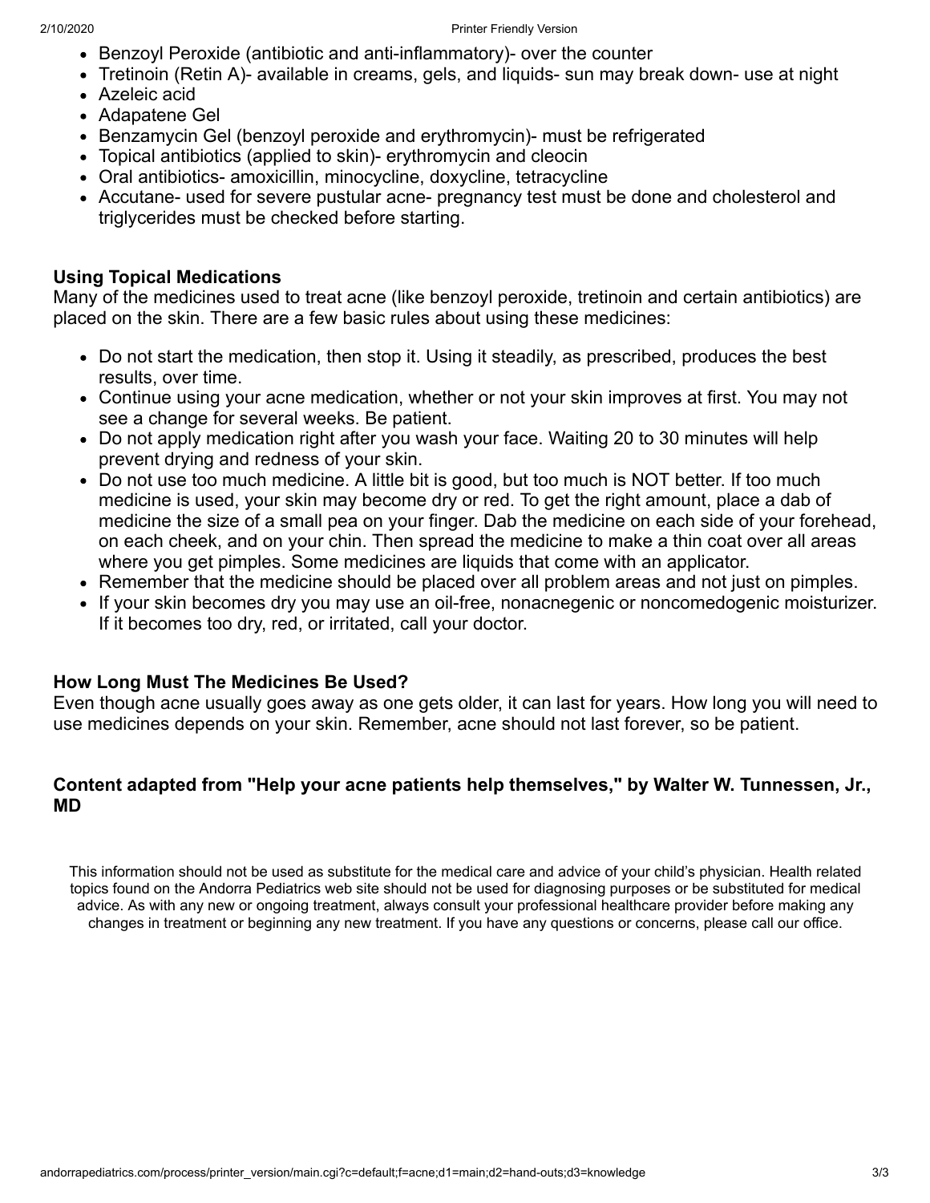- Benzoyl Peroxide (antibiotic and anti-inflammatory)- over the counter
- Tretinoin (Retin A)- available in creams, gels, and liquids- sun may break down- use at night
- Azeleic acid
- Adapatene Gel
- Benzamycin Gel (benzoyl peroxide and erythromycin)- must be refrigerated
- Topical antibiotics (applied to skin)- erythromycin and cleocin
- Oral antibiotics- amoxicillin, minocycline, doxycline, tetracycline
- Accutane- used for severe pustular acne- pregnancy test must be done and cholesterol and triglycerides must be checked before starting.

**Using Topical Medications**

Many of the medicines used to treat acne (like benzoyl peroxide, tretinoin and certain antibiotics) are placed on the skin. There are a few basic rules about using these medicines:

- Do not start the medication, then stop it. Using it steadily, as prescribed, produces the best results, over time.
- Continue using your acne medication, whether or not your skin improves at first. You may not see a change for several weeks. Be patient.
- Do not apply medication right after you wash your face. Waiting 20 to 30 minutes will help prevent drying and redness of your skin.
- Do not use too much medicine. A little bit is good, but too much is NOT better. If too much medicine is used, your skin may become dry or red. To get the right amount, place a dab of medicine the size of a small pea on your finger. Dab the medicine on each side of your forehead, on each cheek, and on your chin. Then spread the medicine to make a thin coat over all areas where you get pimples. Some medicines are liquids that come with an applicator.
- Remember that the medicine should be placed over all problem areas and not just on pimples.
- If your skin becomes dry you may use an oil-free, nonacnegenic or noncomedogenic moisturizer. If it becomes too dry, red, or irritated, call your doctor.

**How Long Must The Medicines Be Used?**

Even though acne usually goes away as one gets older, it can last for years. How long you will need to use medicines depends on your skin. Remember, acne should not last forever, so be patient.

**Content adapted from "Help your acne patients help themselves," by Walter W. Tunnessen, Jr., MD**

This information should not be used as substitute for the medical care and advice of your child's physician. Health related topics found on the Andorra Pediatrics web site should not be used for diagnosing purposes or be substituted for medical advice. As with any new or ongoing treatment, always consult your professional healthcare provider before making any changes in treatment or beginning any new treatment. If you have any questions or concerns, please call our office.